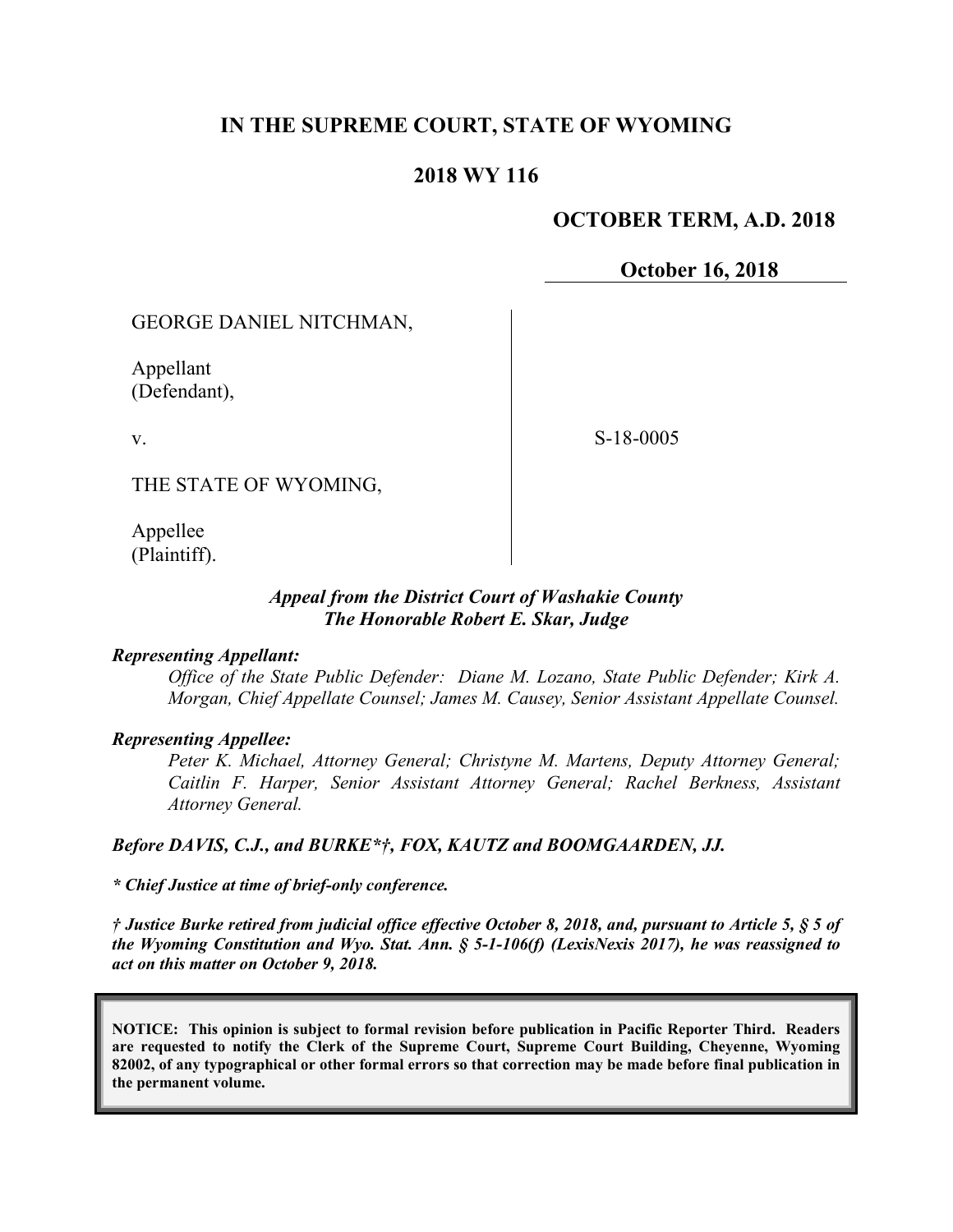# IN THE SUPREME COURT, STATE OF WYOMING

## 2018 WY 116

**OCTOBER TERM, A.D. 2018**

**October 16, 2018**

GEORGE DANIEL NITCHMAN,

Appellant
(Defendant),

v.

THE STATE OF WYOMING,

Appellee
(Plaintiff).

S-18-0005

***Appeal from the District Court of Washakie County***
***The Honorable Robert E. Skar, Judge***

***Representing Appellant:***

*Office of the State Public Defender: Diane M. Lozano, State Public Defender; Kirk A. Morgan, Chief Appellate Counsel; James M. Causey, Senior Assistant Appellate Counsel.*

***Representing Appellee:***

*Peter K. Michael, Attorney General; Christyne M. Martens, Deputy Attorney General; Caitlin F. Harper, Senior Assistant Attorney General; Rachel Berkness, Assistant Attorney General.*

***Before DAVIS, C.J., and BURKE\*†, FOX, KAUTZ and BOOMGAARDEN, JJ.***

***\* Chief Justice at time of brief-only conference.***

***† Justice Burke retired from judicial office effective October 8, 2018, and, pursuant to Article 5, § 5 of the Wyoming Constitution and Wyo. Stat. Ann. § 5-1-106(f) (LexisNexis 2017), he was reassigned to act on this matter on October 9, 2018.***

**NOTICE: This opinion is subject to formal revision before publication in Pacific Reporter Third. Readers are requested to notify the Clerk of the Supreme Court, Supreme Court Building, Cheyenne, Wyoming 82002, of any typographical or other formal errors so that correction may be made before final publication in the permanent volume.**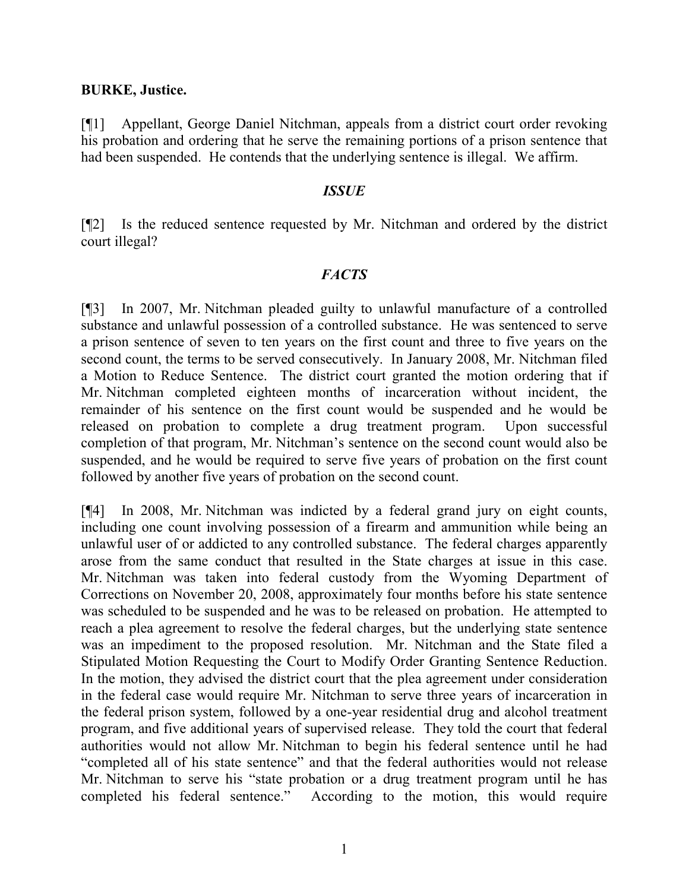**BURKE, Justice.**

[¶1] Appellant, George Daniel Nitchman, appeals from a district court order revoking his probation and ordering that he serve the remaining portions of a prison sentence that had been suspended. He contends that the underlying sentence is illegal. We affirm.

### *ISSUE*

[¶2] Is the reduced sentence requested by Mr. Nitchman and ordered by the district court illegal?

### *FACTS*

[¶3] In 2007, Mr. Nitchman pleaded guilty to unlawful manufacture of a controlled substance and unlawful possession of a controlled substance. He was sentenced to serve a prison sentence of seven to ten years on the first count and three to five years on the second count, the terms to be served consecutively. In January 2008, Mr. Nitchman filed a Motion to Reduce Sentence. The district court granted the motion ordering that if Mr. Nitchman completed eighteen months of incarceration without incident, the remainder of his sentence on the first count would be suspended and he would be released on probation to complete a drug treatment program. Upon successful completion of that program, Mr. Nitchman's sentence on the second count would also be suspended, and he would be required to serve five years of probation on the first count followed by another five years of probation on the second count.

[¶4] In 2008, Mr. Nitchman was indicted by a federal grand jury on eight counts, including one count involving possession of a firearm and ammunition while being an unlawful user of or addicted to any controlled substance. The federal charges apparently arose from the same conduct that resulted in the State charges at issue in this case. Mr. Nitchman was taken into federal custody from the Wyoming Department of Corrections on November 20, 2008, approximately four months before his state sentence was scheduled to be suspended and he was to be released on probation. He attempted to reach a plea agreement to resolve the federal charges, but the underlying state sentence was an impediment to the proposed resolution. Mr. Nitchman and the State filed a Stipulated Motion Requesting the Court to Modify Order Granting Sentence Reduction. In the motion, they advised the district court that the plea agreement under consideration in the federal case would require Mr. Nitchman to serve three years of incarceration in the federal prison system, followed by a one-year residential drug and alcohol treatment program, and five additional years of supervised release. They told the court that federal authorities would not allow Mr. Nitchman to begin his federal sentence until he had "completed all of his state sentence" and that the federal authorities would not release Mr. Nitchman to serve his "state probation or a drug treatment program until he has completed his federal sentence." According to the motion, this would require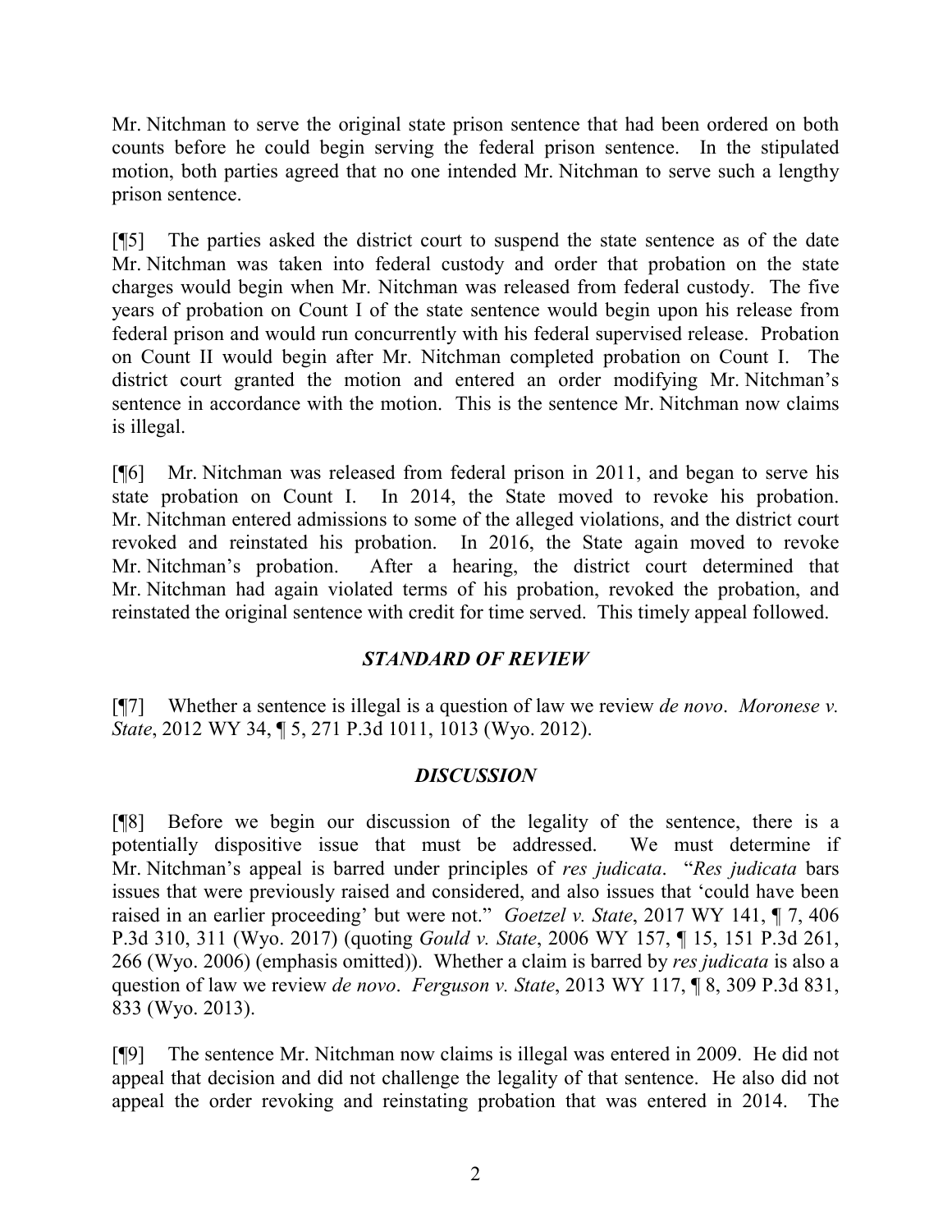Mr. Nitchman to serve the original state prison sentence that had been ordered on both counts before he could begin serving the federal prison sentence. In the stipulated motion, both parties agreed that no one intended Mr. Nitchman to serve such a lengthy prison sentence.

[¶5] The parties asked the district court to suspend the state sentence as of the date Mr. Nitchman was taken into federal custody and order that probation on the state charges would begin when Mr. Nitchman was released from federal custody. The five years of probation on Count I of the state sentence would begin upon his release from federal prison and would run concurrently with his federal supervised release. Probation on Count II would begin after Mr. Nitchman completed probation on Count I. The district court granted the motion and entered an order modifying Mr. Nitchman's sentence in accordance with the motion. This is the sentence Mr. Nitchman now claims is illegal.

[¶6] Mr. Nitchman was released from federal prison in 2011, and began to serve his state probation on Count I. In 2014, the State moved to revoke his probation. Mr. Nitchman entered admissions to some of the alleged violations, and the district court revoked and reinstated his probation. In 2016, the State again moved to revoke Mr. Nitchman's probation. After a hearing, the district court determined that Mr. Nitchman had again violated terms of his probation, revoked the probation, and reinstated the original sentence with credit for time served. This timely appeal followed.

### *STANDARD OF REVIEW*

[¶7] Whether a sentence is illegal is a question of law we review *de novo*. *Moronese v. State*, 2012 WY 34, ¶ 5, 271 P.3d 1011, 1013 (Wyo. 2012).

### *DISCUSSION*

[¶8] Before we begin our discussion of the legality of the sentence, there is a potentially dispositive issue that must be addressed. We must determine if Mr. Nitchman's appeal is barred under principles of *res judicata*. "*Res judicata* bars issues that were previously raised and considered, and also issues that 'could have been raised in an earlier proceeding' but were not." *Goetzel v. State*, 2017 WY 141, ¶ 7, 406 P.3d 310, 311 (Wyo. 2017) (quoting *Gould v. State*, 2006 WY 157, ¶ 15, 151 P.3d 261, 266 (Wyo. 2006) (emphasis omitted)). Whether a claim is barred by *res judicata* is also a question of law we review *de novo*. *Ferguson v. State*, 2013 WY 117, ¶ 8, 309 P.3d 831, 833 (Wyo. 2013).

[¶9] The sentence Mr. Nitchman now claims is illegal was entered in 2009. He did not appeal that decision and did not challenge the legality of that sentence. He also did not appeal the order revoking and reinstating probation that was entered in 2014. The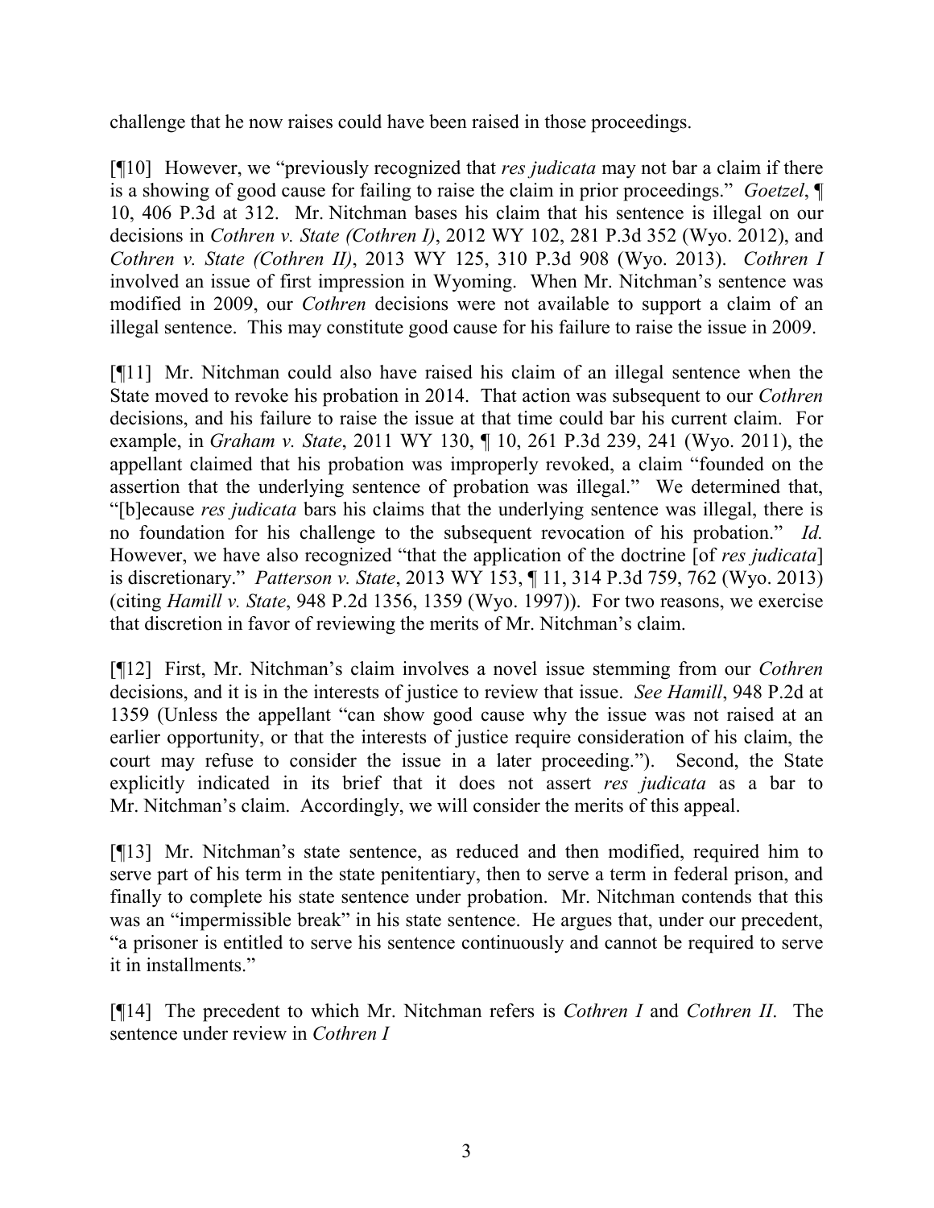challenge that he now raises could have been raised in those proceedings.

[¶10] However, we "previously recognized that *res judicata* may not bar a claim if there is a showing of good cause for failing to raise the claim in prior proceedings." *Goetzel*, ¶ 10, 406 P.3d at 312. Mr. Nitchman bases his claim that his sentence is illegal on our decisions in *Cothren v. State (Cothren I)*, 2012 WY 102, 281 P.3d 352 (Wyo. 2012), and *Cothren v. State (Cothren II)*, 2013 WY 125, 310 P.3d 908 (Wyo. 2013). *Cothren I* involved an issue of first impression in Wyoming. When Mr. Nitchman's sentence was modified in 2009, our *Cothren* decisions were not available to support a claim of an illegal sentence. This may constitute good cause for his failure to raise the issue in 2009.

[¶11] Mr. Nitchman could also have raised his claim of an illegal sentence when the State moved to revoke his probation in 2014. That action was subsequent to our *Cothren* decisions, and his failure to raise the issue at that time could bar his current claim. For example, in *Graham v. State*, 2011 WY 130, ¶ 10, 261 P.3d 239, 241 (Wyo. 2011), the appellant claimed that his probation was improperly revoked, a claim "founded on the assertion that the underlying sentence of probation was illegal." We determined that, "[b]ecause *res judicata* bars his claims that the underlying sentence was illegal, there is no foundation for his challenge to the subsequent revocation of his probation." *Id.* However, we have also recognized "that the application of the doctrine [of *res judicata*] is discretionary." *Patterson v. State*, 2013 WY 153, ¶ 11, 314 P.3d 759, 762 (Wyo. 2013) (citing *Hamill v. State*, 948 P.2d 1356, 1359 (Wyo. 1997)). For two reasons, we exercise that discretion in favor of reviewing the merits of Mr. Nitchman's claim.

[¶12] First, Mr. Nitchman's claim involves a novel issue stemming from our *Cothren* decisions, and it is in the interests of justice to review that issue. *See Hamill*, 948 P.2d at 1359 (Unless the appellant "can show good cause why the issue was not raised at an earlier opportunity, or that the interests of justice require consideration of his claim, the court may refuse to consider the issue in a later proceeding."). Second, the State explicitly indicated in its brief that it does not assert *res judicata* as a bar to Mr. Nitchman's claim. Accordingly, we will consider the merits of this appeal.

[¶13] Mr. Nitchman's state sentence, as reduced and then modified, required him to serve part of his term in the state penitentiary, then to serve a term in federal prison, and finally to complete his state sentence under probation. Mr. Nitchman contends that this was an "impermissible break" in his state sentence. He argues that, under our precedent, "a prisoner is entitled to serve his sentence continuously and cannot be required to serve it in installments."

[¶14] The precedent to which Mr. Nitchman refers is *Cothren I* and *Cothren II*. The sentence under review in *Cothren I*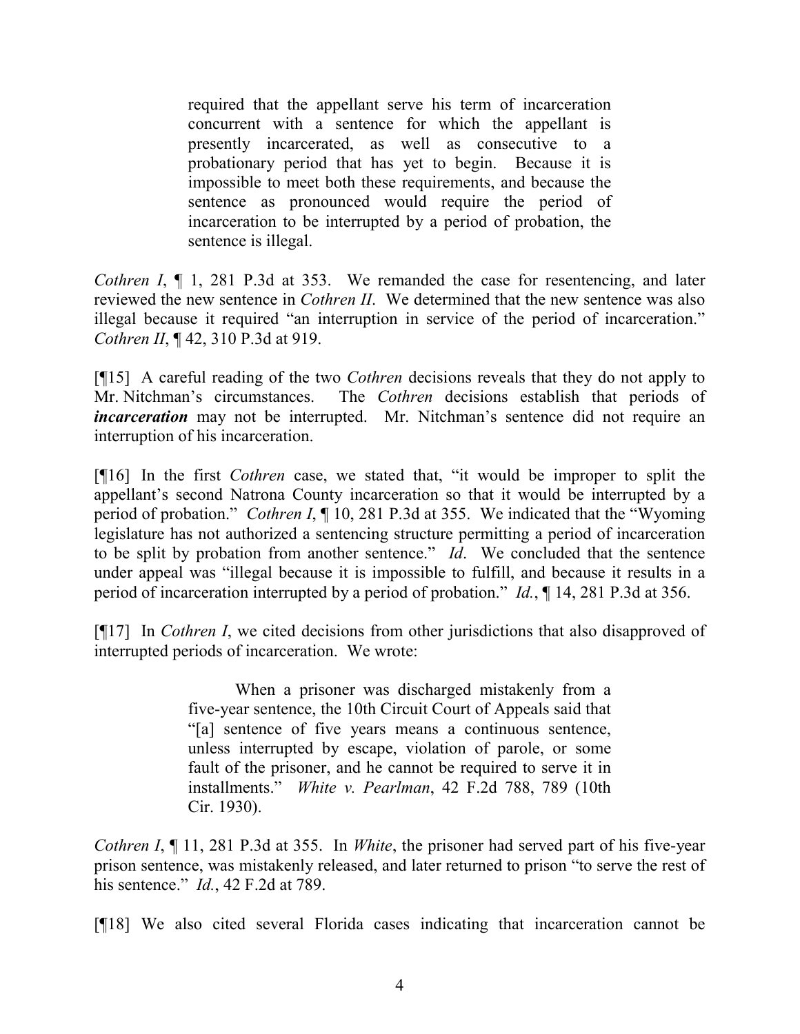> required that the appellant serve his term of incarceration concurrent with a sentence for which the appellant is presently incarcerated, as well as consecutive to a probationary period that has yet to begin. Because it is impossible to meet both these requirements, and because the sentence as pronounced would require the period of incarceration to be interrupted by a period of probation, the sentence is illegal.

*Cothren I*, ¶ 1, 281 P.3d at 353. We remanded the case for resentencing, and later reviewed the new sentence in *Cothren II*. We determined that the new sentence was also illegal because it required "an interruption in service of the period of incarceration." *Cothren II*, ¶ 42, 310 P.3d at 919.

[¶15] A careful reading of the two *Cothren* decisions reveals that they do not apply to Mr. Nitchman's circumstances. The *Cothren* decisions establish that periods of ***incarceration*** may not be interrupted. Mr. Nitchman's sentence did not require an interruption of his incarceration.

[¶16] In the first *Cothren* case, we stated that, "it would be improper to split the appellant's second Natrona County incarceration so that it would be interrupted by a period of probation." *Cothren I*, ¶ 10, 281 P.3d at 355. We indicated that the "Wyoming legislature has not authorized a sentencing structure permitting a period of incarceration to be split by probation from another sentence." *Id*. We concluded that the sentence under appeal was "illegal because it is impossible to fulfill, and because it results in a period of incarceration interrupted by a period of probation." *Id.*, ¶ 14, 281 P.3d at 356.

[¶17] In *Cothren I*, we cited decisions from other jurisdictions that also disapproved of interrupted periods of incarceration. We wrote:

> When a prisoner was discharged mistakenly from a five-year sentence, the 10th Circuit Court of Appeals said that "[a] sentence of five years means a continuous sentence, unless interrupted by escape, violation of parole, or some fault of the prisoner, and he cannot be required to serve it in installments." *White v. Pearlman*, 42 F.2d 788, 789 (10th Cir. 1930).

*Cothren I*, ¶ 11, 281 P.3d at 355. In *White*, the prisoner had served part of his five-year prison sentence, was mistakenly released, and later returned to prison "to serve the rest of his sentence." *Id.*, 42 F.2d at 789.

[¶18] We also cited several Florida cases indicating that incarceration cannot be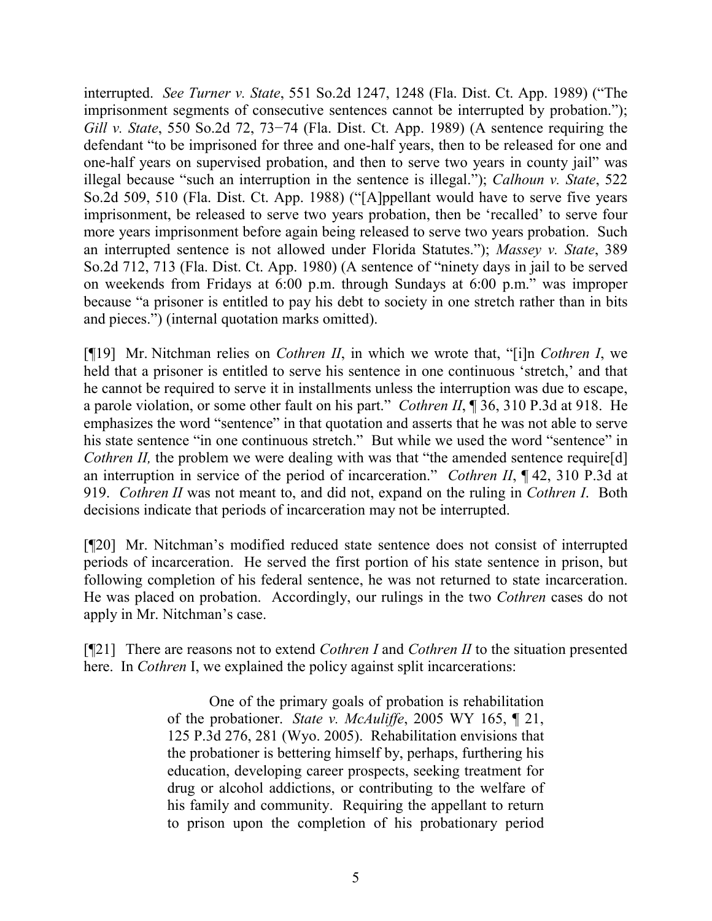interrupted. *See Turner v. State*, 551 So.2d 1247, 1248 (Fla. Dist. Ct. App. 1989) ("The imprisonment segments of consecutive sentences cannot be interrupted by probation."); *Gill v. State*, 550 So.2d 72, 73−74 (Fla. Dist. Ct. App. 1989) (A sentence requiring the defendant "to be imprisoned for three and one-half years, then to be released for one and one-half years on supervised probation, and then to serve two years in county jail" was illegal because "such an interruption in the sentence is illegal."); *Calhoun v. State*, 522 So.2d 509, 510 (Fla. Dist. Ct. App. 1988) ("[A]ppellant would have to serve five years imprisonment, be released to serve two years probation, then be 'recalled' to serve four more years imprisonment before again being released to serve two years probation. Such an interrupted sentence is not allowed under Florida Statutes."); *Massey v. State*, 389 So.2d 712, 713 (Fla. Dist. Ct. App. 1980) (A sentence of "ninety days in jail to be served on weekends from Fridays at 6:00 p.m. through Sundays at 6:00 p.m." was improper because "a prisoner is entitled to pay his debt to society in one stretch rather than in bits and pieces.") (internal quotation marks omitted).

[¶19] Mr. Nitchman relies on *Cothren II*, in which we wrote that, "[i]n *Cothren I*, we held that a prisoner is entitled to serve his sentence in one continuous 'stretch,' and that he cannot be required to serve it in installments unless the interruption was due to escape, a parole violation, or some other fault on his part." *Cothren II*, ¶ 36, 310 P.3d at 918. He emphasizes the word "sentence" in that quotation and asserts that he was not able to serve his state sentence "in one continuous stretch." But while we used the word "sentence" in *Cothren II,* the problem we were dealing with was that "the amended sentence require[d] an interruption in service of the period of incarceration." *Cothren II*, ¶ 42, 310 P.3d at 919. *Cothren II* was not meant to, and did not, expand on the ruling in *Cothren I*. Both decisions indicate that periods of incarceration may not be interrupted.

[¶20] Mr. Nitchman's modified reduced state sentence does not consist of interrupted periods of incarceration. He served the first portion of his state sentence in prison, but following completion of his federal sentence, he was not returned to state incarceration. He was placed on probation. Accordingly, our rulings in the two *Cothren* cases do not apply in Mr. Nitchman's case.

[¶21] There are reasons not to extend *Cothren I* and *Cothren II* to the situation presented here. In *Cothren* I, we explained the policy against split incarcerations:

> One of the primary goals of probation is rehabilitation of the probationer. *State v. McAuliffe*, 2005 WY 165, ¶ 21, 125 P.3d 276, 281 (Wyo. 2005). Rehabilitation envisions that the probationer is bettering himself by, perhaps, furthering his education, developing career prospects, seeking treatment for drug or alcohol addictions, or contributing to the welfare of his family and community. Requiring the appellant to return to prison upon the completion of his probationary period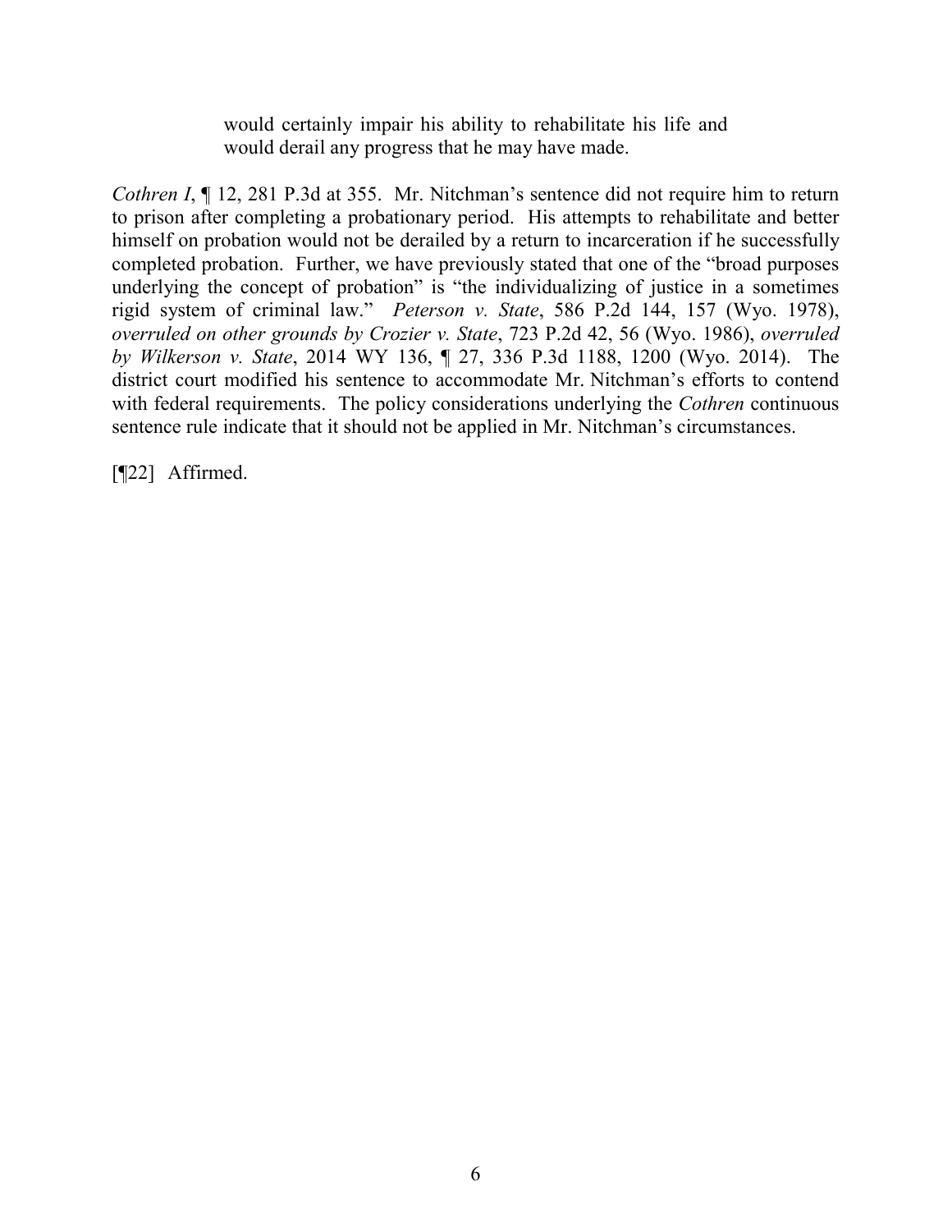> would certainly impair his ability to rehabilitate his life and would derail any progress that he may have made.

*Cothren I*, ¶ 12, 281 P.3d at 355. Mr. Nitchman's sentence did not require him to return to prison after completing a probationary period. His attempts to rehabilitate and better himself on probation would not be derailed by a return to incarceration if he successfully completed probation. Further, we have previously stated that one of the "broad purposes underlying the concept of probation" is "the individualizing of justice in a sometimes rigid system of criminal law." *Peterson v. State*, 586 P.2d 144, 157 (Wyo. 1978), *overruled on other grounds by Crozier v. State*, 723 P.2d 42, 56 (Wyo. 1986), *overruled by Wilkerson v. State*, 2014 WY 136, ¶ 27, 336 P.3d 1188, 1200 (Wyo. 2014). The district court modified his sentence to accommodate Mr. Nitchman's efforts to contend with federal requirements. The policy considerations underlying the *Cothren* continuous sentence rule indicate that it should not be applied in Mr. Nitchman's circumstances.

[¶22] Affirmed.